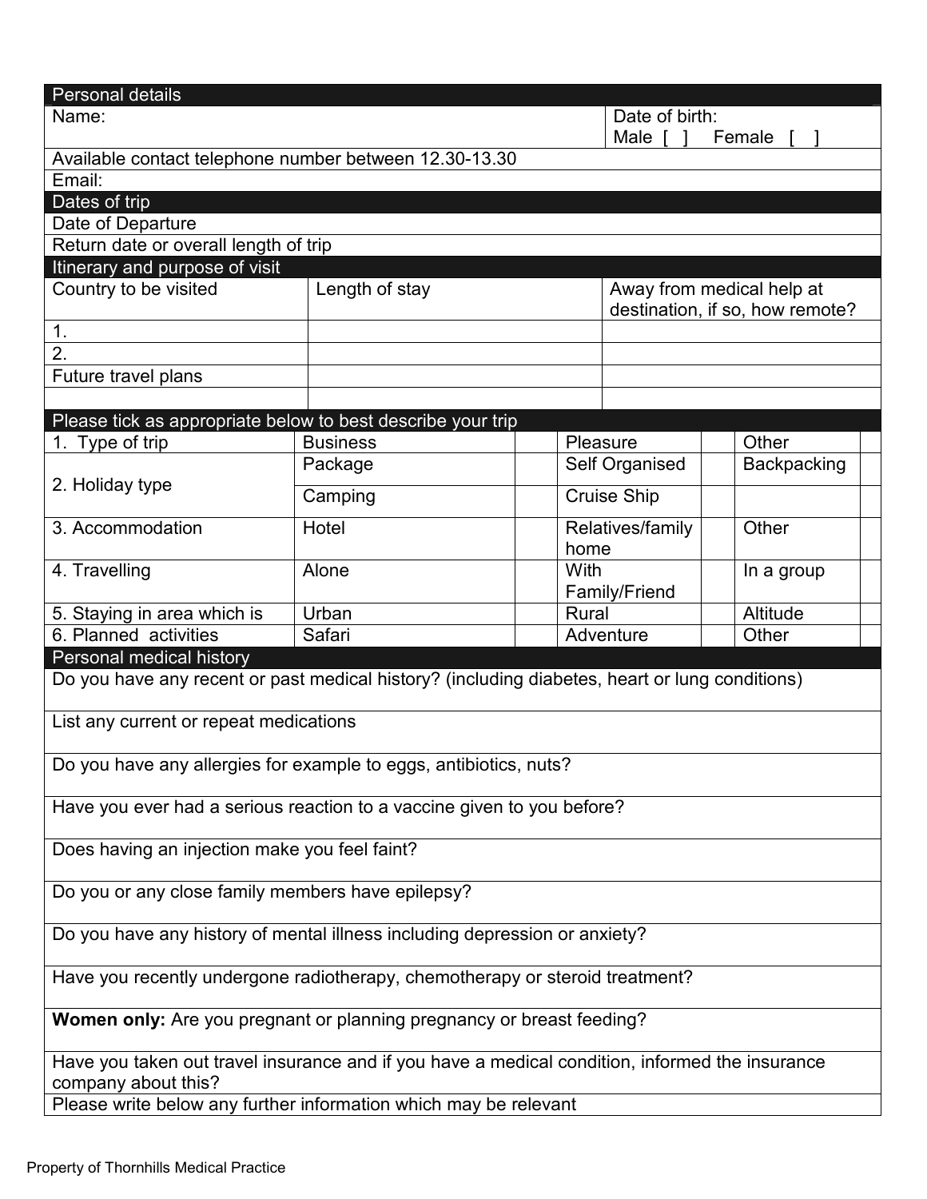## Personal details

| Name: | Date of birth: <br> Male [ ] Female [ ] |
|---|---|

Available contact telephone number between 12.30-13.30

Email:

## Dates of trip

Date of Departure

Return date or overall length of trip

## Itinerary and purpose of visit

| Country to be visited | Length of stay | Away from medical help at destination, if so, how remote? |
|---|---|---|
| 1. | | |
| 2. | | |
| Future travel plans | | |
| | | |

## Please tick as appropriate below to best describe your trip

| | | | | | | |
|---|---|---|---|---|---|---|
| 1. Type of trip | Business | | Pleasure | | Other | |
| 2. Holiday type | Package | | Self Organised | | Backpacking | |
| | Camping | | Cruise Ship | | | |
| 3. Accommodation | Hotel | | Relatives/family home | | Other | |
| 4. Travelling | Alone | | With Family/Friend | | In a group | |
| 5. Staying in area which is | Urban | | Rural | | Altitude | |
| 6. Planned activities | Safari | | Adventure | | Other | |

## Personal medical history

Do you have any recent or past medical history? (including diabetes, heart or lung conditions)

List any current or repeat medications

Do you have any allergies for example to eggs, antibiotics, nuts?

Have you ever had a serious reaction to a vaccine given to you before?

Does having an injection make you feel faint?

Do you or any close family members have epilepsy?

Do you have any history of mental illness including depression or anxiety?

Have you recently undergone radiotherapy, chemotherapy or steroid treatment?

**Women only:** Are you pregnant or planning pregnancy or breast feeding?

Have you taken out travel insurance and if you have a medical condition, informed the insurance company about this?

Please write below any further information which may be relevant

Property of Thornhills Medical Practice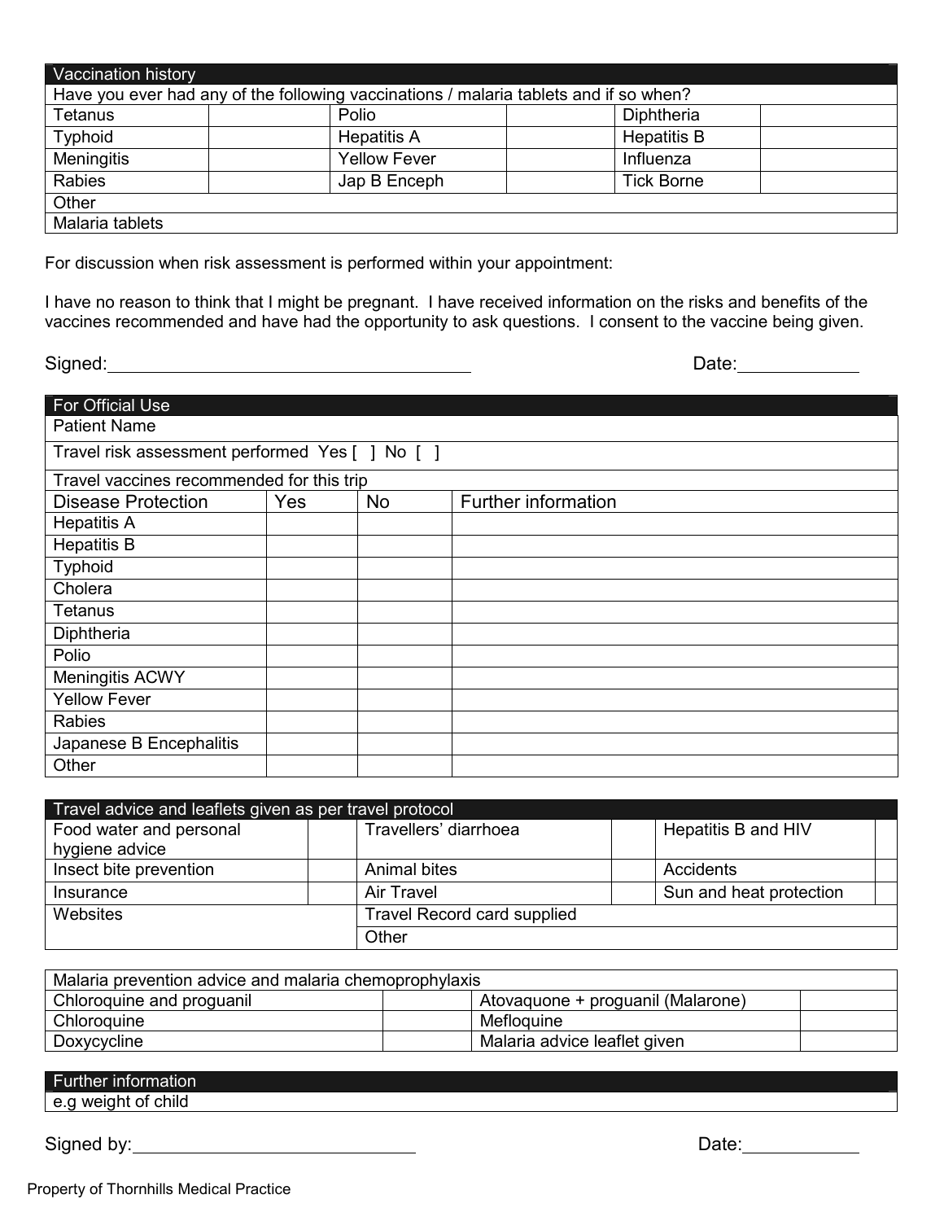## Vaccination history

| Have you ever had any of the following vaccinations / malaria tablets and if so when? | | | | | |
|---|---|---|---|---|---|
| Tetanus | | Polio | | Diphtheria | |
| Typhoid | | Hepatitis A | | Hepatitis B | |
| Meningitis | | Yellow Fever | | Influenza | |
| Rabies | | Jap B Enceph | | Tick Borne | |
| Other | | | | | |
| Malaria tablets | | | | | |

For discussion when risk assessment is performed within your appointment:

I have no reason to think that I might be pregnant. I have received information on the risks and benefits of the vaccines recommended and have had the opportunity to ask questions. I consent to the vaccine being given.

Signed:\_\_\_\_\_\_\_\_\_\_\_\_\_\_\_\_\_\_\_\_\_\_\_\_\_\_\_\_\_\_\_\_\_\_\_\_ Date:\_\_\_\_\_\_\_\_\_\_\_\_

## For Official Use

Patient Name

Travel risk assessment performed Yes [ ] No [ ]

Travel vaccines recommended for this trip

| Disease Protection | Yes | No | Further information |
|---|---|---|---|
| Hepatitis A | | | |
| Hepatitis B | | | |
| Typhoid | | | |
| Cholera | | | |
| Tetanus | | | |
| Diphtheria | | | |
| Polio | | | |
| Meningitis ACWY | | | |
| Yellow Fever | | | |
| Rabies | | | |
| Japanese B Encephalitis | | | |
| Other | | | |

## Travel advice and leaflets given as per travel protocol

| | | | | | |
|---|---|---|---|---|---|
| Food water and personal hygiene advice | | Travellers' diarrhoea | | Hepatitis B and HIV | |
| Insect bite prevention | | Animal bites | | Accidents | |
| Insurance | | Air Travel | | Sun and heat protection | |
| Websites | | Travel Record card supplied | | | |
| | | Other | | | |

| Malaria prevention advice and malaria chemoprophylaxis | | | |
|---|---|---|---|
| Chloroquine and proguanil | | Atovaquone + proguanil (Malarone) | |
| Chloroquine | | Mefloquine | |
| Doxycycline | | Malaria advice leaflet given | |

## Further information

e.g weight of child

Signed by:\_\_\_\_\_\_\_\_\_\_\_\_\_\_\_\_\_\_\_\_\_\_\_\_\_\_\_\_\_\_ Date:\_\_\_\_\_\_\_\_\_\_\_\_

Property of Thornhills Medical Practice